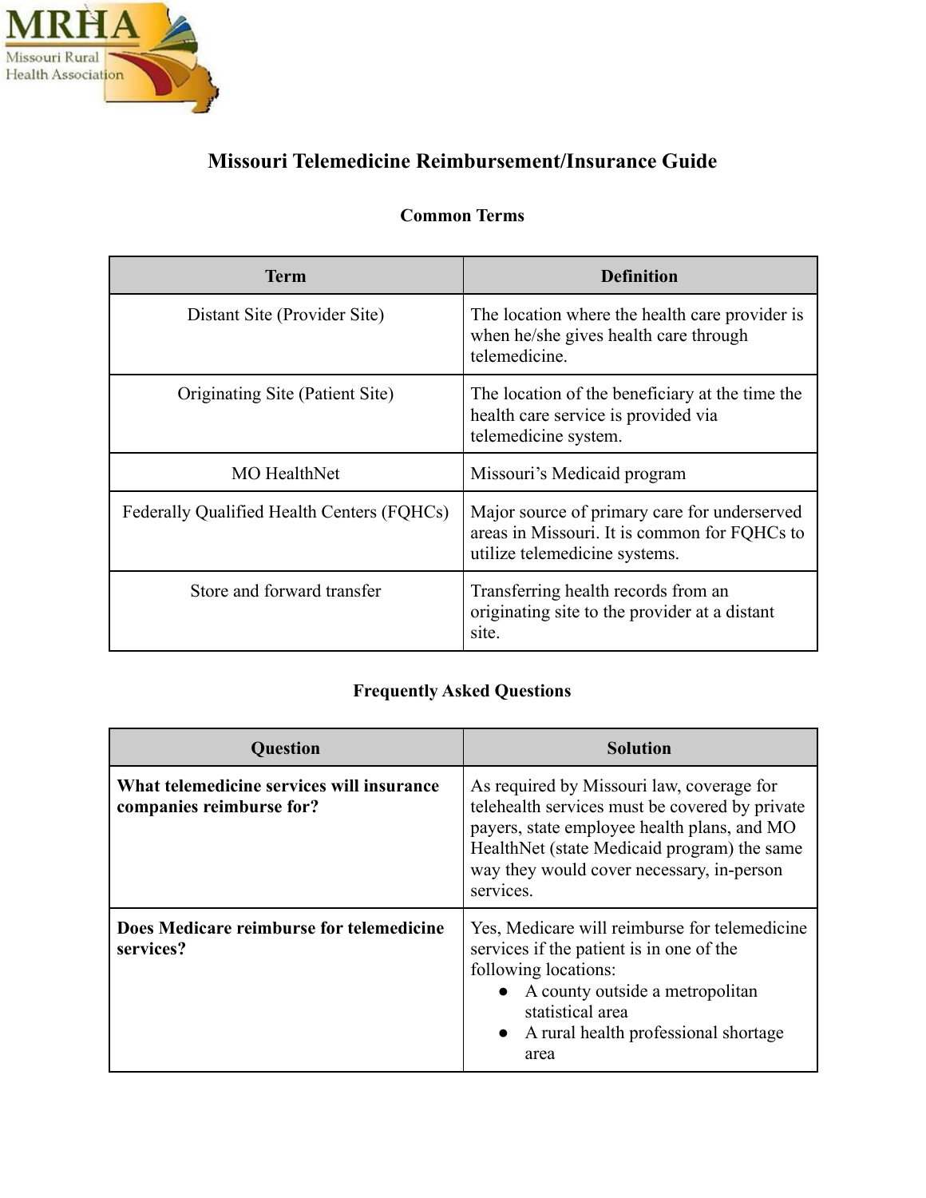MRHA
Missouri Rural Health Association

# Missouri Telemedicine Reimbursement/Insurance Guide

## Common Terms

| Term | Definition |
|---|---|
| Distant Site (Provider Site) | The location where the health care provider is when he/she gives health care through telemedicine. |
| Originating Site (Patient Site) | The location of the beneficiary at the time the health care service is provided via telemedicine system. |
| MO HealthNet | Missouri's Medicaid program |
| Federally Qualified Health Centers (FQHCs) | Major source of primary care for underserved areas in Missouri. It is common for FQHCs to utilize telemedicine systems. |
| Store and forward transfer | Transferring health records from an originating site to the provider at a distant site. |

## Frequently Asked Questions

| Question | Solution |
|---|---|
| **What telemedicine services will insurance companies reimburse for?** | As required by Missouri law, coverage for telehealth services must be covered by private payers, state employee health plans, and MO HealthNet (state Medicaid program) the same way they would cover necessary, in-person services. |
| **Does Medicare reimburse for telemedicine services?** | Yes, Medicare will reimburse for telemedicine services if the patient is in one of the following locations: <br>• A county outside a metropolitan statistical area <br>• A rural health professional shortage area |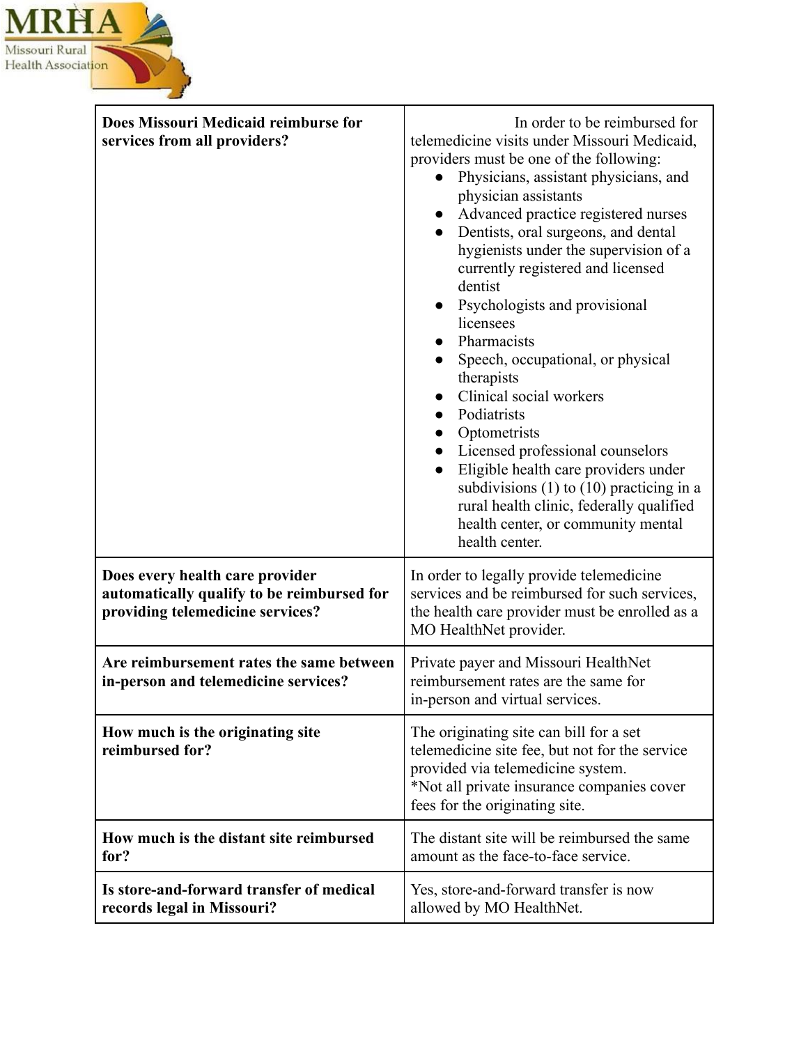| Does Missouri Medicaid reimburse for services from all providers? | In order to be reimbursed for telemedicine visits under Missouri Medicaid, providers must be one of the following:<br>• Physicians, assistant physicians, and physician assistants<br>• Advanced practice registered nurses<br>• Dentists, oral surgeons, and dental hygienists under the supervision of a currently registered and licensed dentist<br>• Psychologists and provisional licensees<br>• Pharmacists<br>• Speech, occupational, or physical therapists<br>• Clinical social workers<br>• Podiatrists<br>• Optometrists<br>• Licensed professional counselors<br>• Eligible health care providers under subdivisions (1) to (10) practicing in a rural health clinic, federally qualified health center, or community mental health center. |
|---|---|
| **Does every health care provider automatically qualify to be reimbursed for providing telemedicine services?** | In order to legally provide telemedicine services and be reimbursed for such services, the health care provider must be enrolled as a MO HealthNet provider. |
| **Are reimbursement rates the same between in-person and telemedicine services?** | Private payer and Missouri HealthNet reimbursement rates are the same for in-person and virtual services. |
| **How much is the originating site reimbursed for?** | The originating site can bill for a set telemedicine site fee, but not for the service provided via telemedicine system.<br>*Not all private insurance companies cover fees for the originating site. |
| **How much is the distant site reimbursed for?** | The distant site will be reimbursed the same amount as the face-to-face service. |
| **Is store-and-forward transfer of medical records legal in Missouri?** | Yes, store-and-forward transfer is now allowed by MO HealthNet. |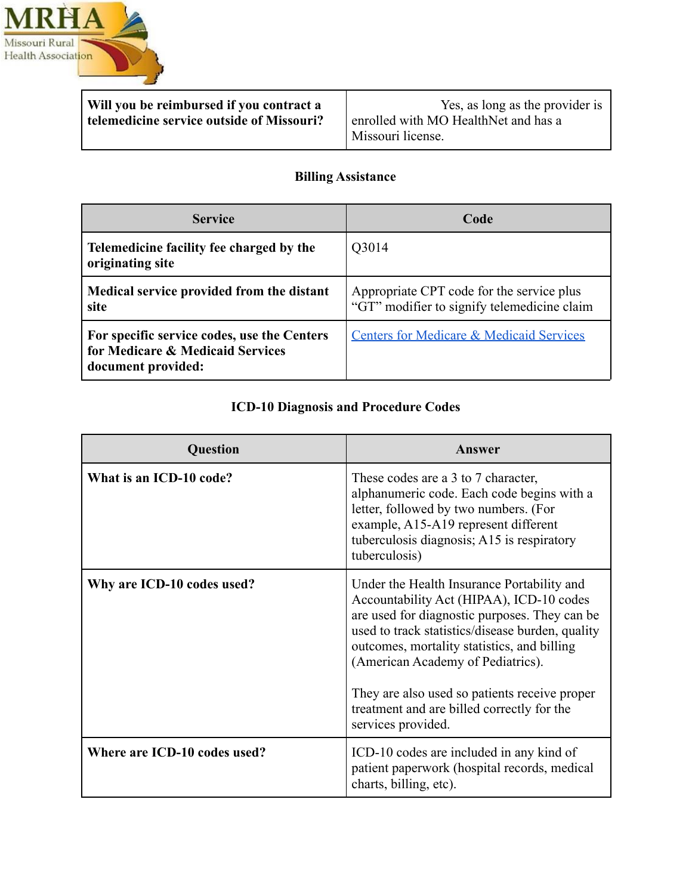| Will you be reimbursed if you contract a telemedicine service outside of Missouri? | Yes, as long as the provider is enrolled with MO HealthNet and has a Missouri license. |
|---|---|

## Billing Assistance

| Service | Code |
|---|---|
| **Telemedicine facility fee charged by the originating site** | Q3014 |
| **Medical service provided from the distant site** | Appropriate CPT code for the service plus "GT" modifier to signify telemedicine claim |
| **For specific service codes, use the Centers for Medicare & Medicaid Services document provided:** | Centers for Medicare & Medicaid Services |

## ICD-10 Diagnosis and Procedure Codes

| Question | Answer |
|---|---|
| **What is an ICD-10 code?** | These codes are a 3 to 7 character, alphanumeric code. Each code begins with a letter, followed by two numbers. (For example, A15-A19 represent different tuberculosis diagnosis; A15 is respiratory tuberculosis) |
| **Why are ICD-10 codes used?** | Under the Health Insurance Portability and Accountability Act (HIPAA), ICD-10 codes are used for diagnostic purposes. They can be used to track statistics/disease burden, quality outcomes, mortality statistics, and billing (American Academy of Pediatrics).<br><br>They are also used so patients receive proper treatment and are billed correctly for the services provided. |
| **Where are ICD-10 codes used?** | ICD-10 codes are included in any kind of patient paperwork (hospital records, medical charts, billing, etc). |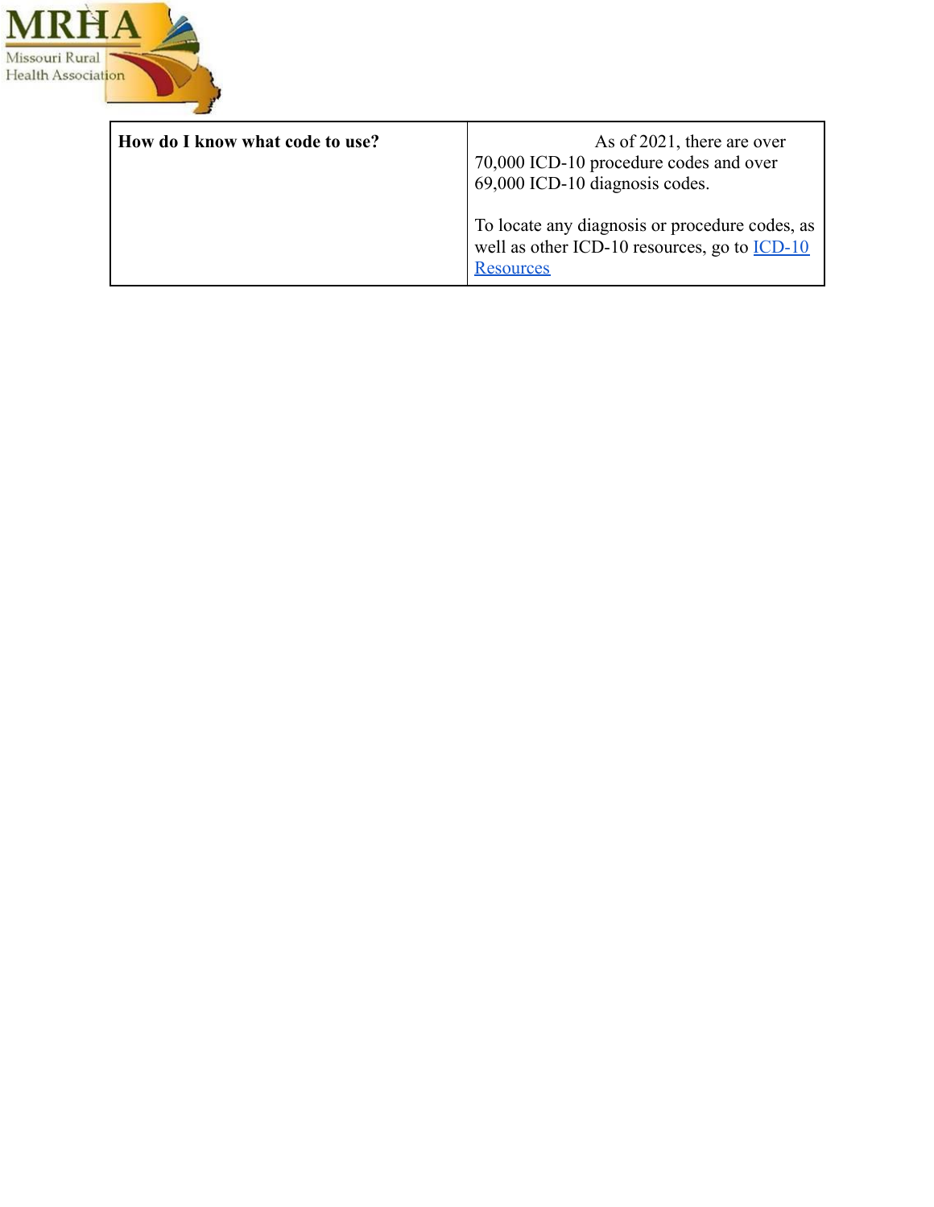| | |
|---|---|
| **How do I know what code to use?** | As of 2021, there are over 70,000 ICD-10 procedure codes and over 69,000 ICD-10 diagnosis codes.<br><br>To locate any diagnosis or procedure codes, as well as other ICD-10 resources, go to [ICD-10 Resources]() |